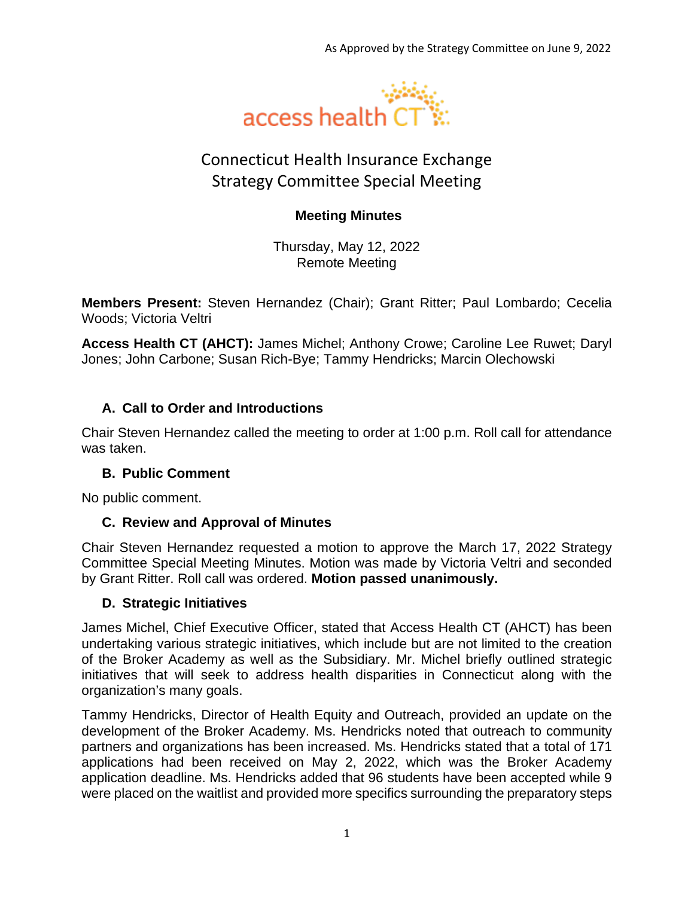As Approved by the Strategy Committee on June 9, 2022

access health CT

# Connecticut Health Insurance Exchange
# Strategy Committee Special Meeting

## Meeting Minutes

Thursday, May 12, 2022
Remote Meeting

**Members Present:** Steven Hernandez (Chair); Grant Ritter; Paul Lombardo; Cecelia Woods; Victoria Veltri

**Access Health CT (AHCT):** James Michel; Anthony Crowe; Caroline Lee Ruwet; Daryl Jones; John Carbone; Susan Rich-Bye; Tammy Hendricks; Marcin Olechowski

### A. Call to Order and Introductions

Chair Steven Hernandez called the meeting to order at 1:00 p.m. Roll call for attendance was taken.

### B. Public Comment

No public comment.

### C. Review and Approval of Minutes

Chair Steven Hernandez requested a motion to approve the March 17, 2022 Strategy Committee Special Meeting Minutes. Motion was made by Victoria Veltri and seconded by Grant Ritter. Roll call was ordered. **Motion passed unanimously.**

### D. Strategic Initiatives

James Michel, Chief Executive Officer, stated that Access Health CT (AHCT) has been undertaking various strategic initiatives, which include but are not limited to the creation of the Broker Academy as well as the Subsidiary. Mr. Michel briefly outlined strategic initiatives that will seek to address health disparities in Connecticut along with the organization's many goals.

Tammy Hendricks, Director of Health Equity and Outreach, provided an update on the development of the Broker Academy. Ms. Hendricks noted that outreach to community partners and organizations has been increased. Ms. Hendricks stated that a total of 171 applications had been received on May 2, 2022, which was the Broker Academy application deadline. Ms. Hendricks added that 96 students have been accepted while 9 were placed on the waitlist and provided more specifics surrounding the preparatory steps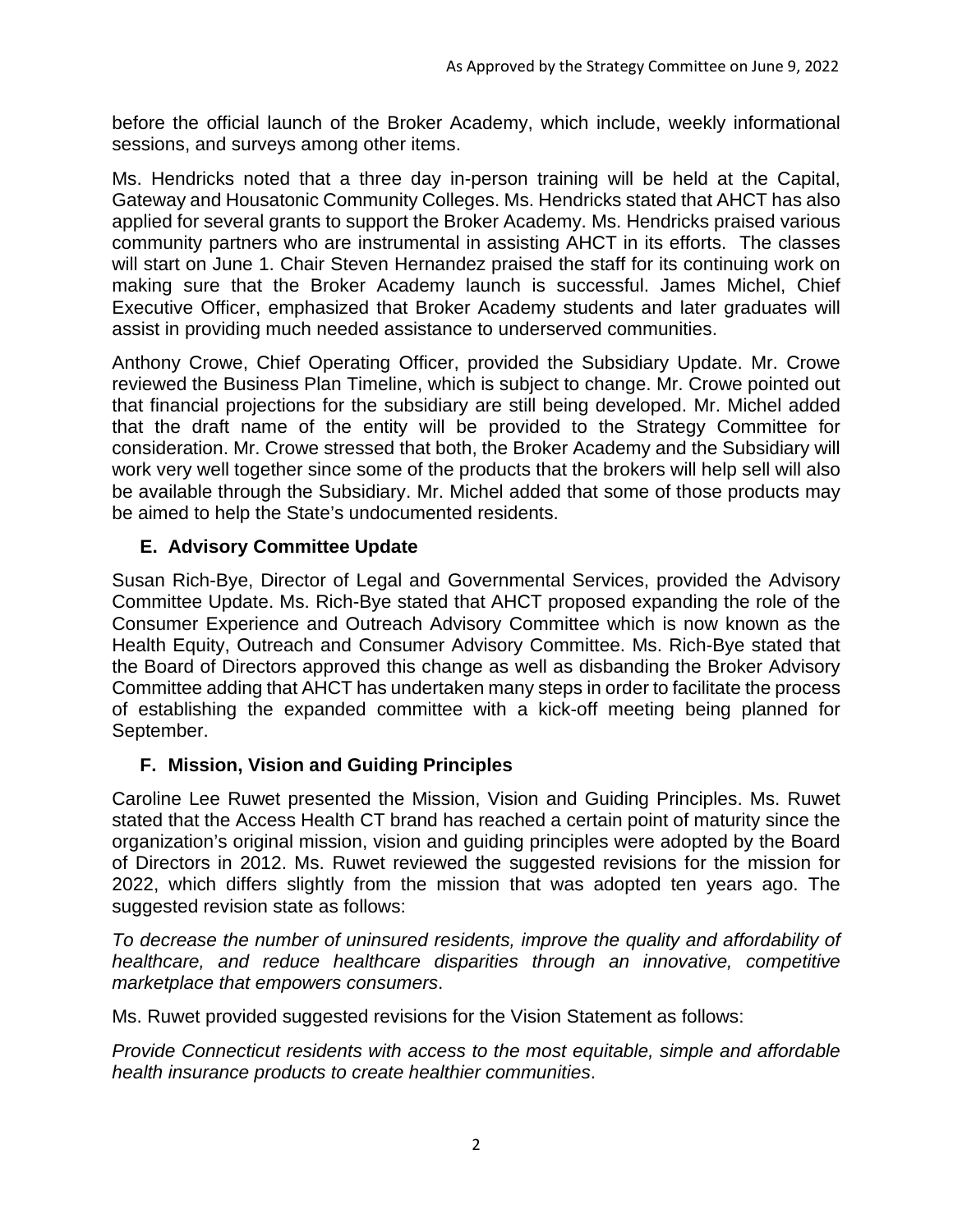before the official launch of the Broker Academy, which include, weekly informational sessions, and surveys among other items.

Ms. Hendricks noted that a three day in-person training will be held at the Capital, Gateway and Housatonic Community Colleges. Ms. Hendricks stated that AHCT has also applied for several grants to support the Broker Academy. Ms. Hendricks praised various community partners who are instrumental in assisting AHCT in its efforts. The classes will start on June 1. Chair Steven Hernandez praised the staff for its continuing work on making sure that the Broker Academy launch is successful. James Michel, Chief Executive Officer, emphasized that Broker Academy students and later graduates will assist in providing much needed assistance to underserved communities.

Anthony Crowe, Chief Operating Officer, provided the Subsidiary Update. Mr. Crowe reviewed the Business Plan Timeline, which is subject to change. Mr. Crowe pointed out that financial projections for the subsidiary are still being developed. Mr. Michel added that the draft name of the entity will be provided to the Strategy Committee for consideration. Mr. Crowe stressed that both, the Broker Academy and the Subsidiary will work very well together since some of the products that the brokers will help sell will also be available through the Subsidiary. Mr. Michel added that some of those products may be aimed to help the State's undocumented residents.

## E. Advisory Committee Update

Susan Rich-Bye, Director of Legal and Governmental Services, provided the Advisory Committee Update. Ms. Rich-Bye stated that AHCT proposed expanding the role of the Consumer Experience and Outreach Advisory Committee which is now known as the Health Equity, Outreach and Consumer Advisory Committee. Ms. Rich-Bye stated that the Board of Directors approved this change as well as disbanding the Broker Advisory Committee adding that AHCT has undertaken many steps in order to facilitate the process of establishing the expanded committee with a kick-off meeting being planned for September.

## F. Mission, Vision and Guiding Principles

Caroline Lee Ruwet presented the Mission, Vision and Guiding Principles. Ms. Ruwet stated that the Access Health CT brand has reached a certain point of maturity since the organization's original mission, vision and guiding principles were adopted by the Board of Directors in 2012. Ms. Ruwet reviewed the suggested revisions for the mission for 2022, which differs slightly from the mission that was adopted ten years ago. The suggested revision state as follows:

*To decrease the number of uninsured residents, improve the quality and affordability of healthcare, and reduce healthcare disparities through an innovative, competitive marketplace that empowers consumers*.

Ms. Ruwet provided suggested revisions for the Vision Statement as follows:

*Provide Connecticut residents with access to the most equitable, simple and affordable health insurance products to create healthier communities*.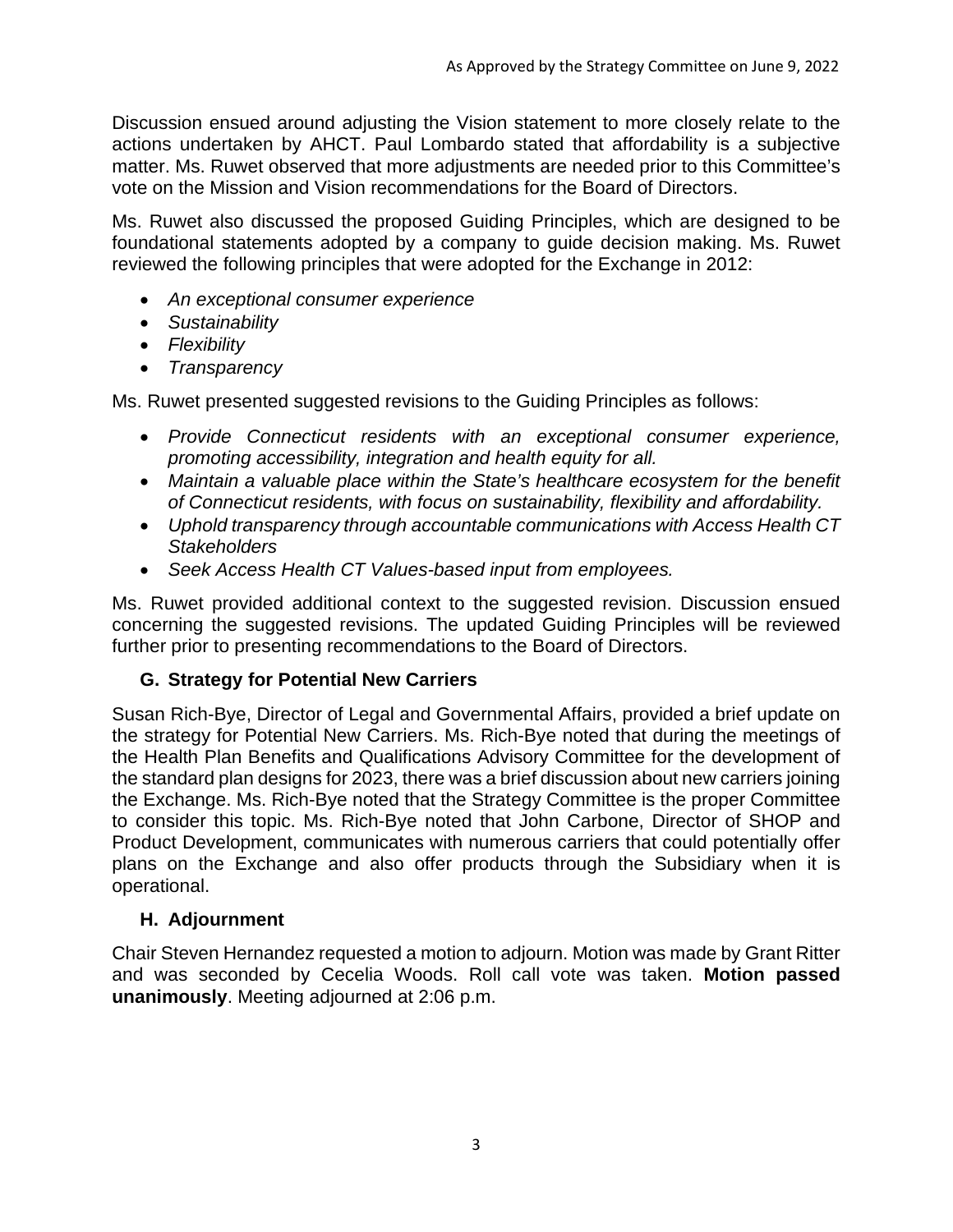Discussion ensued around adjusting the Vision statement to more closely relate to the actions undertaken by AHCT. Paul Lombardo stated that affordability is a subjective matter. Ms. Ruwet observed that more adjustments are needed prior to this Committee's vote on the Mission and Vision recommendations for the Board of Directors.

Ms. Ruwet also discussed the proposed Guiding Principles, which are designed to be foundational statements adopted by a company to guide decision making. Ms. Ruwet reviewed the following principles that were adopted for the Exchange in 2012:

- *An exceptional consumer experience*
- *Sustainability*
- *Flexibility*
- *Transparency*

Ms. Ruwet presented suggested revisions to the Guiding Principles as follows:

- *Provide Connecticut residents with an exceptional consumer experience, promoting accessibility, integration and health equity for all.*
- *Maintain a valuable place within the State's healthcare ecosystem for the benefit of Connecticut residents, with focus on sustainability, flexibility and affordability.*
- *Uphold transparency through accountable communications with Access Health CT Stakeholders*
- *Seek Access Health CT Values-based input from employees.*

Ms. Ruwet provided additional context to the suggested revision. Discussion ensued concerning the suggested revisions. The updated Guiding Principles will be reviewed further prior to presenting recommendations to the Board of Directors.

### G. Strategy for Potential New Carriers

Susan Rich-Bye, Director of Legal and Governmental Affairs, provided a brief update on the strategy for Potential New Carriers. Ms. Rich-Bye noted that during the meetings of the Health Plan Benefits and Qualifications Advisory Committee for the development of the standard plan designs for 2023, there was a brief discussion about new carriers joining the Exchange. Ms. Rich-Bye noted that the Strategy Committee is the proper Committee to consider this topic. Ms. Rich-Bye noted that John Carbone, Director of SHOP and Product Development, communicates with numerous carriers that could potentially offer plans on the Exchange and also offer products through the Subsidiary when it is operational.

### H. Adjournment

Chair Steven Hernandez requested a motion to adjourn. Motion was made by Grant Ritter and was seconded by Cecelia Woods. Roll call vote was taken. **Motion passed unanimously**. Meeting adjourned at 2:06 p.m.